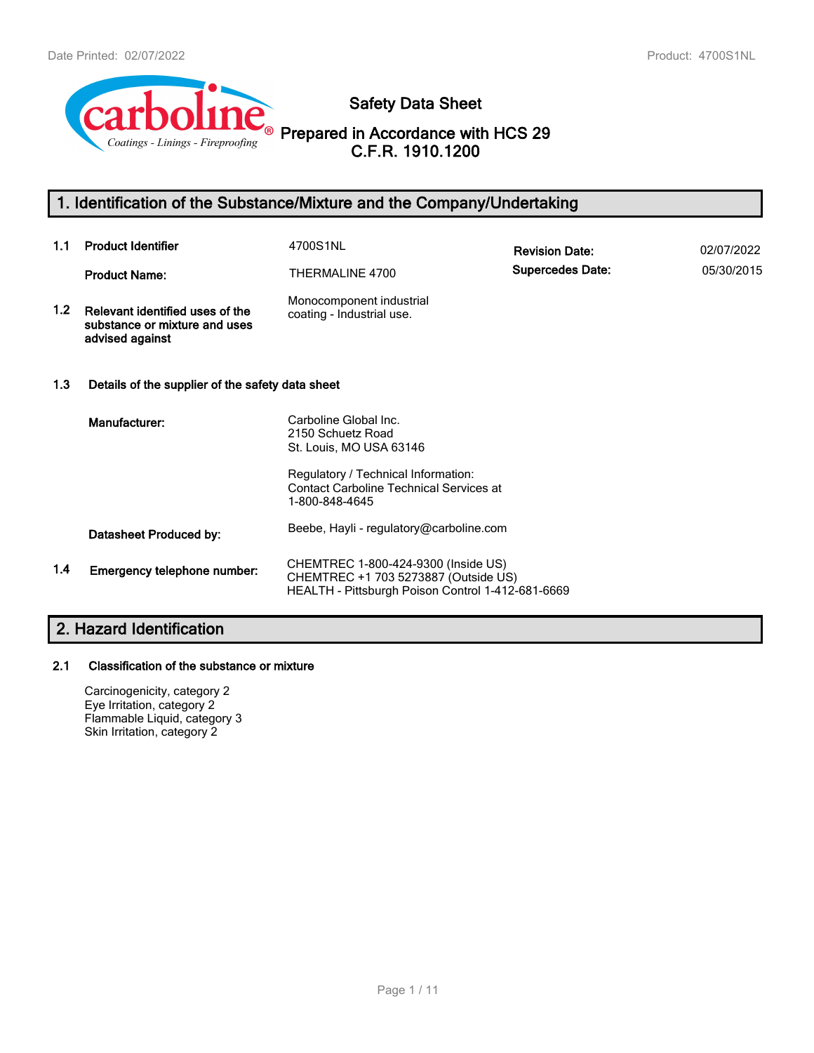# Safety Data Sheet

## Prepared in Accordance with HCS 29 C.F.R. 1910.1200

## 1. Identification of the Substance/Mixture and the Company/Undertaking

**1.1 Product Identifier** 4700S1NL

**Product Name:** THERMALINE 4700

**Revision Date:** 02/07/2022

**Supercedes Date:** 05/30/2015

**1.2 Relevant identified uses of the substance or mixture and uses advised against**

Monocomponent industrial coating - Industrial use.

**1.3 Details of the supplier of the safety data sheet**

**Manufacturer:**

Carboline Global Inc.
2150 Schuetz Road
St. Louis, MO USA 63146

Regulatory / Technical Information:
Contact Carboline Technical Services at 1-800-848-4645

**Datasheet Produced by:** Beebe, Hayli - regulatory@carboline.com

**1.4 Emergency telephone number:**

CHEMTREC 1-800-424-9300 (Inside US)
CHEMTREC +1 703 5273887 (Outside US)
HEALTH - Pittsburgh Poison Control 1-412-681-6669

## 2. Hazard Identification

**2.1 Classification of the substance or mixture**

Carcinogenicity, category 2
Eye Irritation, category 2
Flammable Liquid, category 3
Skin Irritation, category 2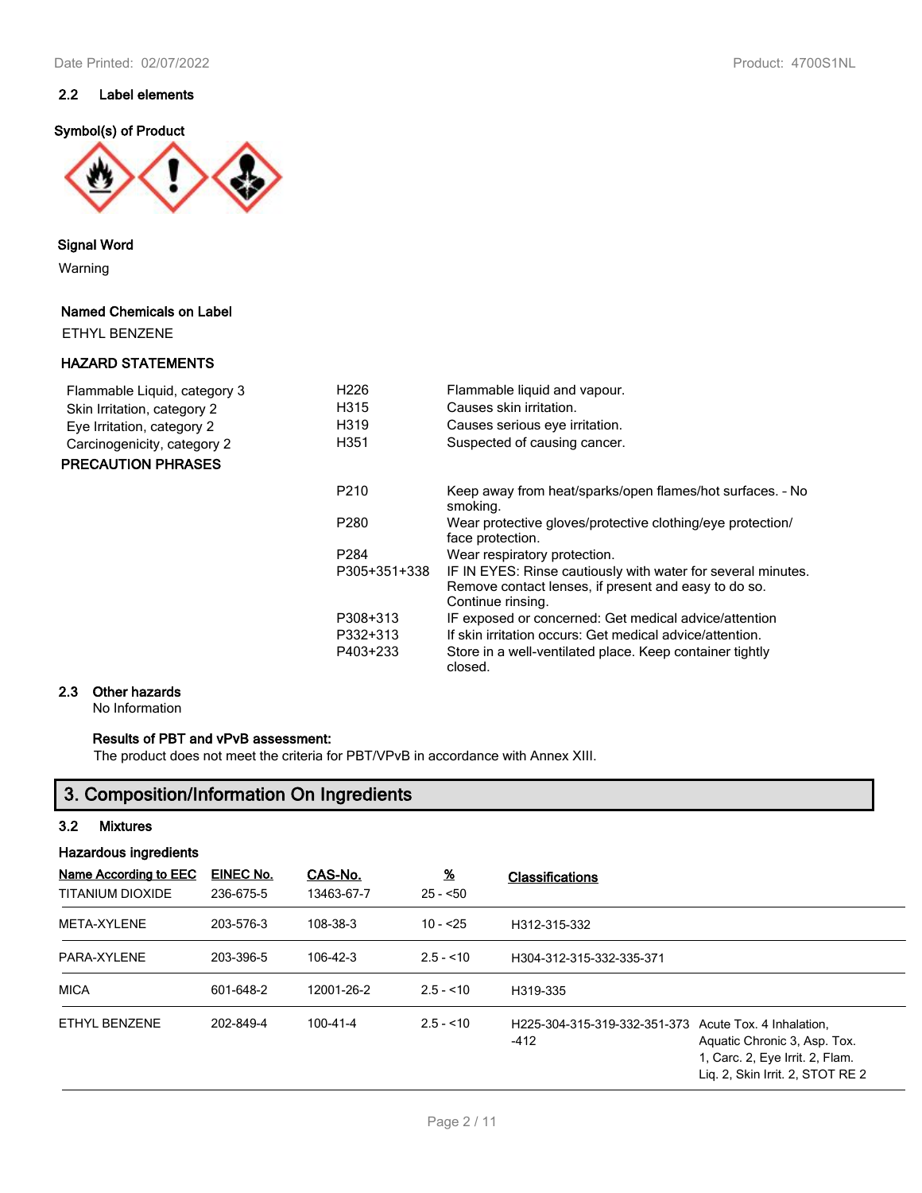### 2.2 Label elements

**Symbol(s) of Product**

**Signal Word**

Warning

**Named Chemicals on Label**

ETHYL BENZENE

**HAZARD STATEMENTS**

| | | |
|---|---|---|
| Flammable Liquid, category 3 | H226 | Flammable liquid and vapour. |
| Skin Irritation, category 2 | H315 | Causes skin irritation. |
| Eye Irritation, category 2 | H319 | Causes serious eye irritation. |
| Carcinogenicity, category 2 | H351 | Suspected of causing cancer. |

**PRECAUTION PHRASES**

| | |
|---|---|
| P210 | Keep away from heat/sparks/open flames/hot surfaces. - No smoking. |
| P280 | Wear protective gloves/protective clothing/eye protection/ face protection. |
| P284 | Wear respiratory protection. |
| P305+351+338 | IF IN EYES: Rinse cautiously with water for several minutes. Remove contact lenses, if present and easy to do so. Continue rinsing. |
| P308+313 | IF exposed or concerned: Get medical advice/attention |
| P332+313 | If skin irritation occurs: Get medical advice/attention. |
| P403+233 | Store in a well-ventilated place. Keep container tightly closed. |

### 2.3 Other hazards

No Information

**Results of PBT and vPvB assessment:**

The product does not meet the criteria for PBT/VPvB in accordance with Annex XIII.

## 3. Composition/Information On Ingredients

### 3.2 Mixtures

**Hazardous ingredients**

| Name According to EEC | EINEC No. | CAS-No. | % | Classifications | |
|---|---|---|---|---|---|
| TITANIUM DIOXIDE | 236-675-5 | 13463-67-7 | 25 - <50 | | |
| META-XYLENE | 203-576-3 | 108-38-3 | 10 - <25 | H312-315-332 | |
| PARA-XYLENE | 203-396-5 | 106-42-3 | 2.5 - <10 | H304-312-315-332-335-371 | |
| MICA | 601-648-2 | 12001-26-2 | 2.5 - <10 | H319-335 | |
| ETHYL BENZENE | 202-849-4 | 100-41-4 | 2.5 - <10 | H225-304-315-319-332-351-373-412 | Acute Tox. 4 Inhalation, Aquatic Chronic 3, Asp. Tox. 1, Carc. 2, Eye Irrit. 2, Flam. Liq. 2, Skin Irrit. 2, STOT RE 2 |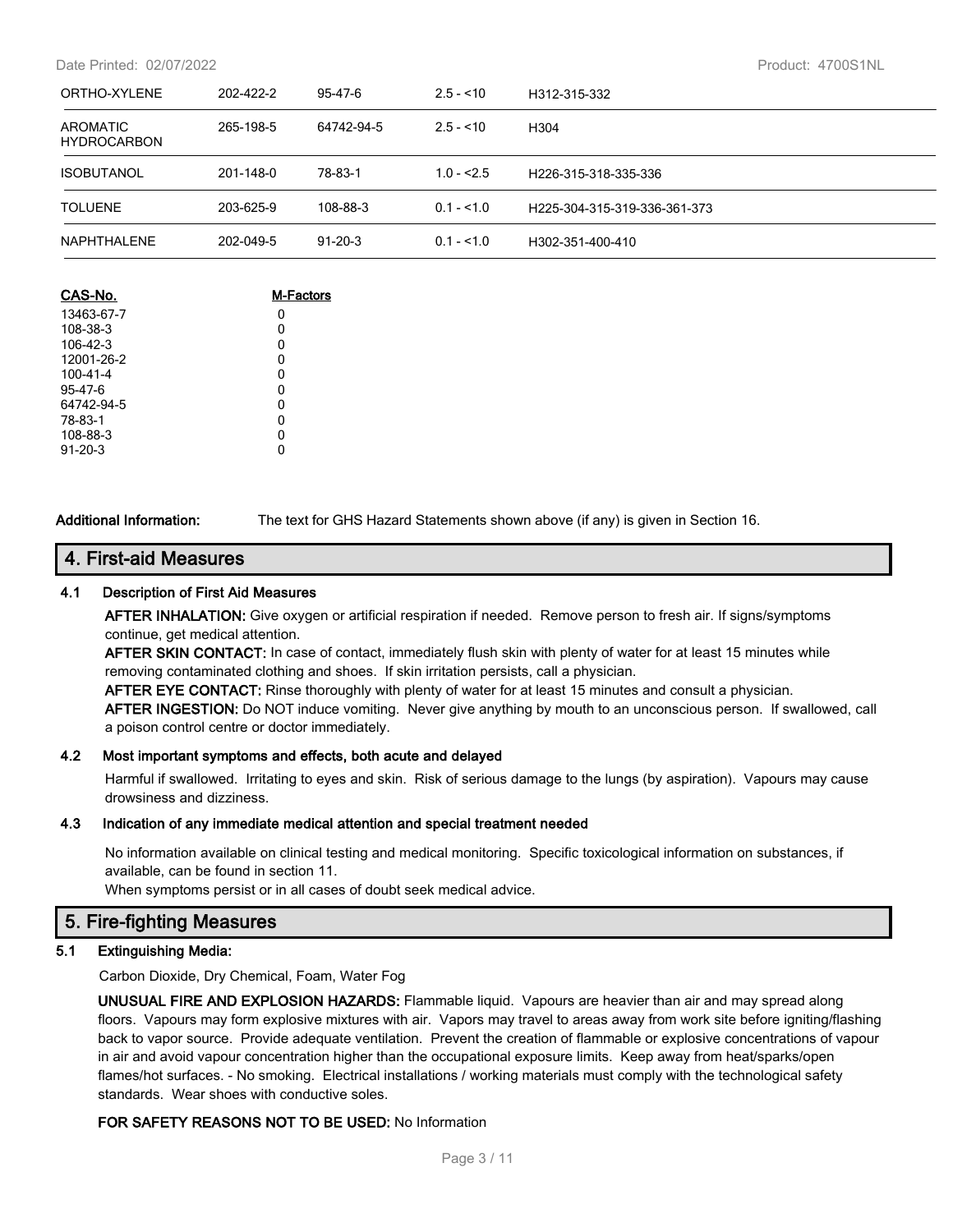| | | | | |
|---|---|---|---|---|
| ORTHO-XYLENE | 202-422-2 | 95-47-6 | 2.5 - <10 | H312-315-332 |
| AROMATIC HYDROCARBON | 265-198-5 | 64742-94-5 | 2.5 - <10 | H304 |
| ISOBUTANOL | 201-148-0 | 78-83-1 | 1.0 - <2.5 | H226-315-318-335-336 |
| TOLUENE | 203-625-9 | 108-88-3 | 0.1 - <1.0 | H225-304-315-319-336-361-373 |
| NAPHTHALENE | 202-049-5 | 91-20-3 | 0.1 - <1.0 | H302-351-400-410 |

| CAS-No. | M-Factors |
|---|---|
| 13463-67-7 | 0 |
| 108-38-3 | 0 |
| 106-42-3 | 0 |
| 12001-26-2 | 0 |
| 100-41-4 | 0 |
| 95-47-6 | 0 |
| 64742-94-5 | 0 |
| 78-83-1 | 0 |
| 108-88-3 | 0 |
| 91-20-3 | 0 |

**Additional Information:** The text for GHS Hazard Statements shown above (if any) is given in Section 16.

## 4. First-aid Measures

### 4.1 Description of First Aid Measures

**AFTER INHALATION:** Give oxygen or artificial respiration if needed. Remove person to fresh air. If signs/symptoms continue, get medical attention.

**AFTER SKIN CONTACT:** In case of contact, immediately flush skin with plenty of water for at least 15 minutes while removing contaminated clothing and shoes. If skin irritation persists, call a physician.

**AFTER EYE CONTACT:** Rinse thoroughly with plenty of water for at least 15 minutes and consult a physician.

**AFTER INGESTION:** Do NOT induce vomiting. Never give anything by mouth to an unconscious person. If swallowed, call a poison control centre or doctor immediately.

### 4.2 Most important symptoms and effects, both acute and delayed

Harmful if swallowed. Irritating to eyes and skin. Risk of serious damage to the lungs (by aspiration). Vapours may cause drowsiness and dizziness.

### 4.3 Indication of any immediate medical attention and special treatment needed

No information available on clinical testing and medical monitoring. Specific toxicological information on substances, if available, can be found in section 11.

When symptoms persist or in all cases of doubt seek medical advice.

## 5. Fire-fighting Measures

### 5.1 Extinguishing Media:

Carbon Dioxide, Dry Chemical, Foam, Water Fog

**UNUSUAL FIRE AND EXPLOSION HAZARDS:** Flammable liquid. Vapours are heavier than air and may spread along floors. Vapours may form explosive mixtures with air. Vapors may travel to areas away from work site before igniting/flashing back to vapor source. Provide adequate ventilation. Prevent the creation of flammable or explosive concentrations of vapour in air and avoid vapour concentration higher than the occupational exposure limits. Keep away from heat/sparks/open flames/hot surfaces. - No smoking. Electrical installations / working materials must comply with the technological safety standards. Wear shoes with conductive soles.

**FOR SAFETY REASONS NOT TO BE USED:** No Information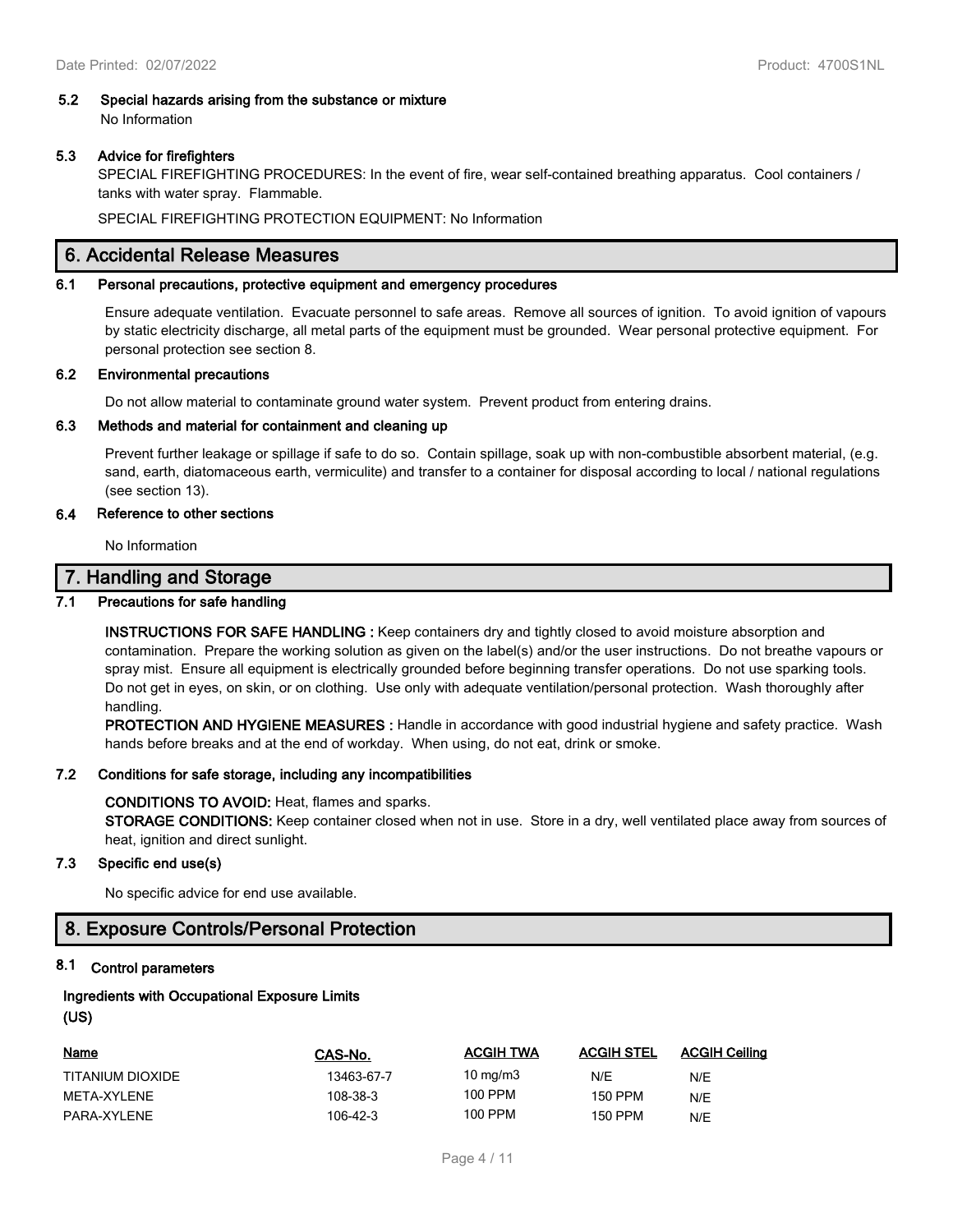### 5.2 Special hazards arising from the substance or mixture

No Information

### 5.3 Advice for firefighters

SPECIAL FIREFIGHTING PROCEDURES: In the event of fire, wear self-contained breathing apparatus. Cool containers / tanks with water spray. Flammable.

SPECIAL FIREFIGHTING PROTECTION EQUIPMENT: No Information

## 6. Accidental Release Measures

### 6.1 Personal precautions, protective equipment and emergency procedures

Ensure adequate ventilation. Evacuate personnel to safe areas. Remove all sources of ignition. To avoid ignition of vapours by static electricity discharge, all metal parts of the equipment must be grounded. Wear personal protective equipment. For personal protection see section 8.

### 6.2 Environmental precautions

Do not allow material to contaminate ground water system. Prevent product from entering drains.

### 6.3 Methods and material for containment and cleaning up

Prevent further leakage or spillage if safe to do so. Contain spillage, soak up with non-combustible absorbent material, (e.g. sand, earth, diatomaceous earth, vermiculite) and transfer to a container for disposal according to local / national regulations (see section 13).

### 6.4 Reference to other sections

No Information

## 7. Handling and Storage

### 7.1 Precautions for safe handling

**INSTRUCTIONS FOR SAFE HANDLING :** Keep containers dry and tightly closed to avoid moisture absorption and contamination. Prepare the working solution as given on the label(s) and/or the user instructions. Do not breathe vapours or spray mist. Ensure all equipment is electrically grounded before beginning transfer operations. Do not use sparking tools. Do not get in eyes, on skin, or on clothing. Use only with adequate ventilation/personal protection. Wash thoroughly after handling.

**PROTECTION AND HYGIENE MEASURES :** Handle in accordance with good industrial hygiene and safety practice. Wash hands before breaks and at the end of workday. When using, do not eat, drink or smoke.

### 7.2 Conditions for safe storage, including any incompatibilities

**CONDITIONS TO AVOID:** Heat, flames and sparks.

**STORAGE CONDITIONS:** Keep container closed when not in use. Store in a dry, well ventilated place away from sources of heat, ignition and direct sunlight.

### 7.3 Specific end use(s)

No specific advice for end use available.

## 8. Exposure Controls/Personal Protection

### 8.1 Control parameters

**Ingredients with Occupational Exposure Limits (US)**

| Name | CAS-No. | ACGIH TWA | ACGIH STEL | ACGIH Ceiling |
|---|---|---|---|---|
| TITANIUM DIOXIDE | 13463-67-7 | 10 mg/m3 | N/E | N/E |
| META-XYLENE | 108-38-3 | 100 PPM | 150 PPM | N/E |
| PARA-XYLENE | 106-42-3 | 100 PPM | 150 PPM | N/E |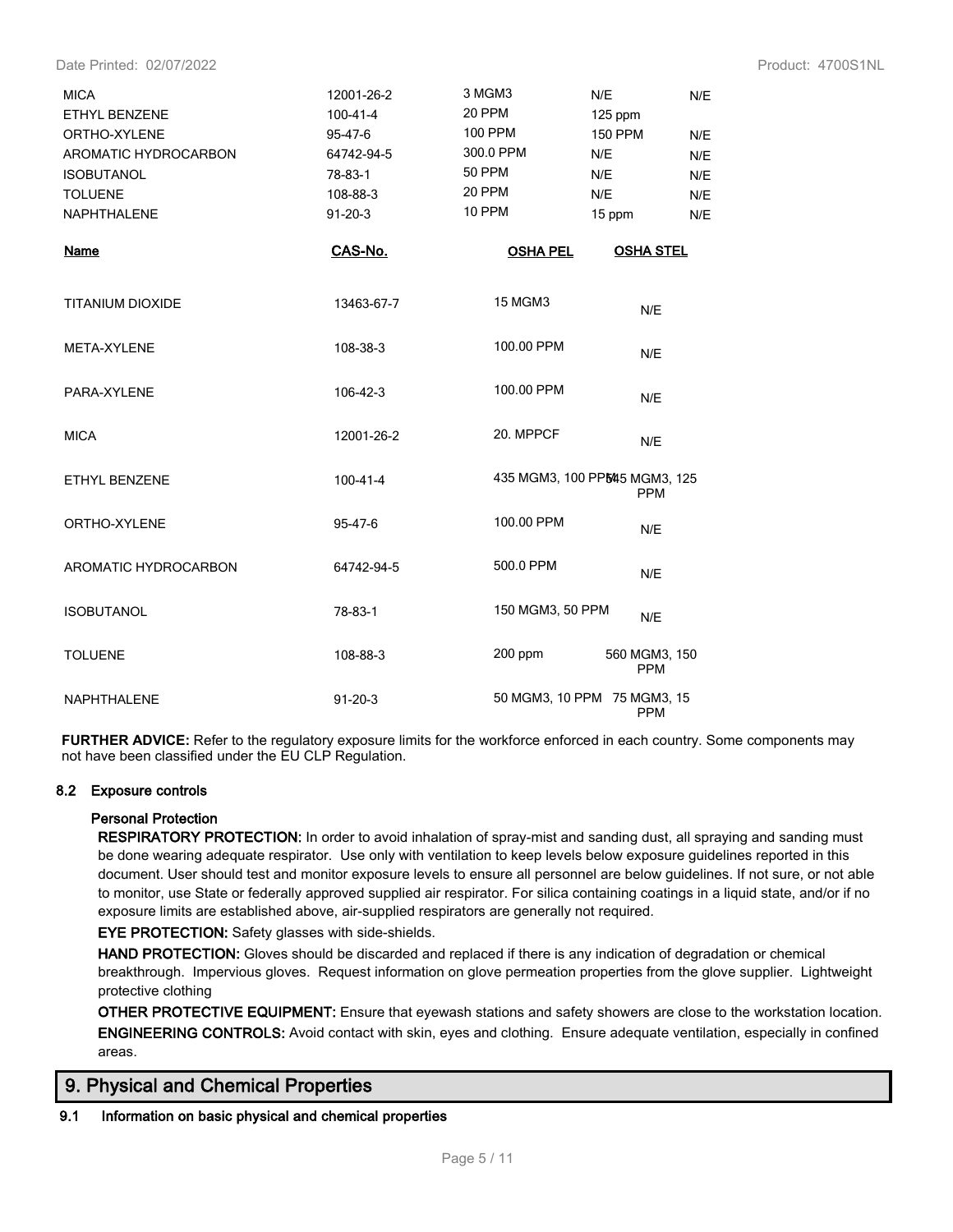| | | | | |
|---|---|---|---|---|
| MICA | 12001-26-2 | 3 MGM3 | N/E | N/E |
| ETHYL BENZENE | 100-41-4 | 20 PPM | 125 ppm | |
| ORTHO-XYLENE | 95-47-6 | 100 PPM | 150 PPM | N/E |
| AROMATIC HYDROCARBON | 64742-94-5 | 300.0 PPM | N/E | N/E |
| ISOBUTANOL | 78-83-1 | 50 PPM | N/E | N/E |
| TOLUENE | 108-88-3 | 20 PPM | N/E | N/E |
| NAPHTHALENE | 91-20-3 | 10 PPM | 15 ppm | N/E |

| Name | CAS-No. | OSHA PEL | OSHA STEL |
|---|---|---|---|
| TITANIUM DIOXIDE | 13463-67-7 | 15 MGM3 | N/E |
| META-XYLENE | 108-38-3 | 100.00 PPM | N/E |
| PARA-XYLENE | 106-42-3 | 100.00 PPM | N/E |
| MICA | 12001-26-2 | 20. MPPCF | N/E |
| ETHYL BENZENE | 100-41-4 | 435 MGM3, 100 PPM | 545 MGM3, 125 PPM |
| ORTHO-XYLENE | 95-47-6 | 100.00 PPM | N/E |
| AROMATIC HYDROCARBON | 64742-94-5 | 500.0 PPM | N/E |
| ISOBUTANOL | 78-83-1 | 150 MGM3, 50 PPM | N/E |
| TOLUENE | 108-88-3 | 200 ppm | 560 MGM3, 150 PPM |
| NAPHTHALENE | 91-20-3 | 50 MGM3, 10 PPM | 75 MGM3, 15 PPM |

**FURTHER ADVICE:** Refer to the regulatory exposure limits for the workforce enforced in each country. Some components may not have been classified under the EU CLP Regulation.

### 8.2 Exposure controls

**Personal Protection**

**RESPIRATORY PROTECTION:** In order to avoid inhalation of spray-mist and sanding dust, all spraying and sanding must be done wearing adequate respirator. Use only with ventilation to keep levels below exposure guidelines reported in this document. User should test and monitor exposure levels to ensure all personnel are below guidelines. If not sure, or not able to monitor, use State or federally approved supplied air respirator. For silica containing coatings in a liquid state, and/or if no exposure limits are established above, air-supplied respirators are generally not required.

**EYE PROTECTION:** Safety glasses with side-shields.

**HAND PROTECTION:** Gloves should be discarded and replaced if there is any indication of degradation or chemical breakthrough. Impervious gloves. Request information on glove permeation properties from the glove supplier. Lightweight protective clothing

**OTHER PROTECTIVE EQUIPMENT:** Ensure that eyewash stations and safety showers are close to the workstation location.

**ENGINEERING CONTROLS:** Avoid contact with skin, eyes and clothing. Ensure adequate ventilation, especially in confined areas.

## 9. Physical and Chemical Properties

### 9.1 Information on basic physical and chemical properties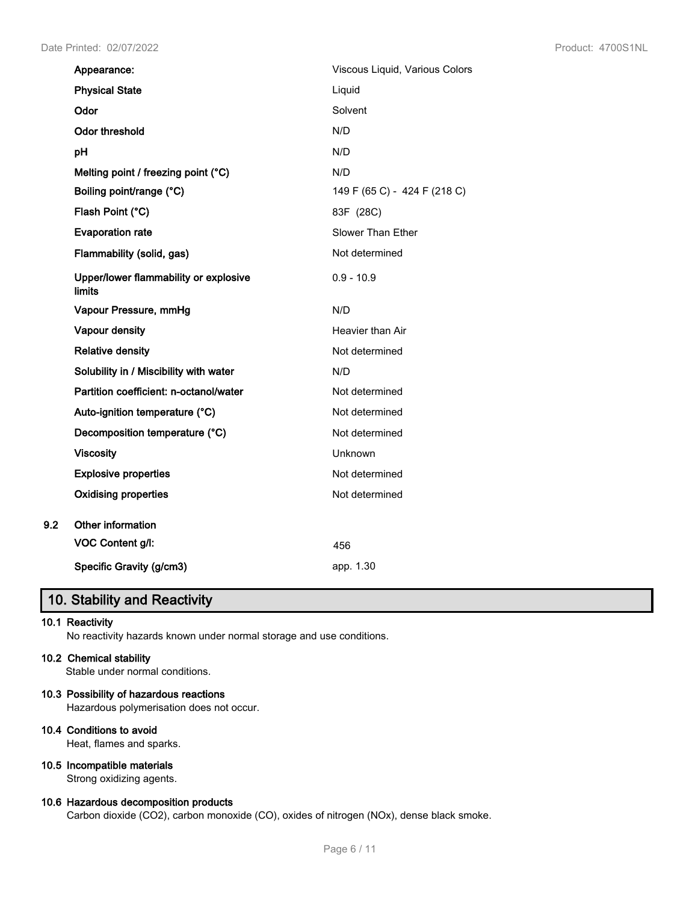| | |
|---|---|
| **Appearance:** | Viscous Liquid, Various Colors |
| **Physical State** | Liquid |
| **Odor** | Solvent |
| **Odor threshold** | N/D |
| **pH** | N/D |
| **Melting point / freezing point (°C)** | N/D |
| **Boiling point/range (°C)** | 149 F (65 C) - 424 F (218 C) |
| **Flash Point (°C)** | 83F (28C) |
| **Evaporation rate** | Slower Than Ether |
| **Flammability (solid, gas)** | Not determined |
| **Upper/lower flammability or explosive limits** | 0.9 - 10.9 |
| **Vapour Pressure, mmHg** | N/D |
| **Vapour density** | Heavier than Air |
| **Relative density** | Not determined |
| **Solubility in / Miscibility with water** | N/D |
| **Partition coefficient: n-octanol/water** | Not determined |
| **Auto-ignition temperature (°C)** | Not determined |
| **Decomposition temperature (°C)** | Not determined |
| **Viscosity** | Unknown |
| **Explosive properties** | Not determined |
| **Oxidising properties** | Not determined |

**9.2 Other information**

| | |
|---|---|
| **VOC Content g/l:** | 456 |
| **Specific Gravity (g/cm3)** | app. 1.30 |

## 10. Stability and Reactivity

**10.1 Reactivity**
No reactivity hazards known under normal storage and use conditions.

**10.2 Chemical stability**
Stable under normal conditions.

**10.3 Possibility of hazardous reactions**
Hazardous polymerisation does not occur.

**10.4 Conditions to avoid**
Heat, flames and sparks.

**10.5 Incompatible materials**
Strong oxidizing agents.

**10.6 Hazardous decomposition products**
Carbon dioxide ($CO_2$), carbon monoxide (CO), oxides of nitrogen ($NO_x$), dense black smoke.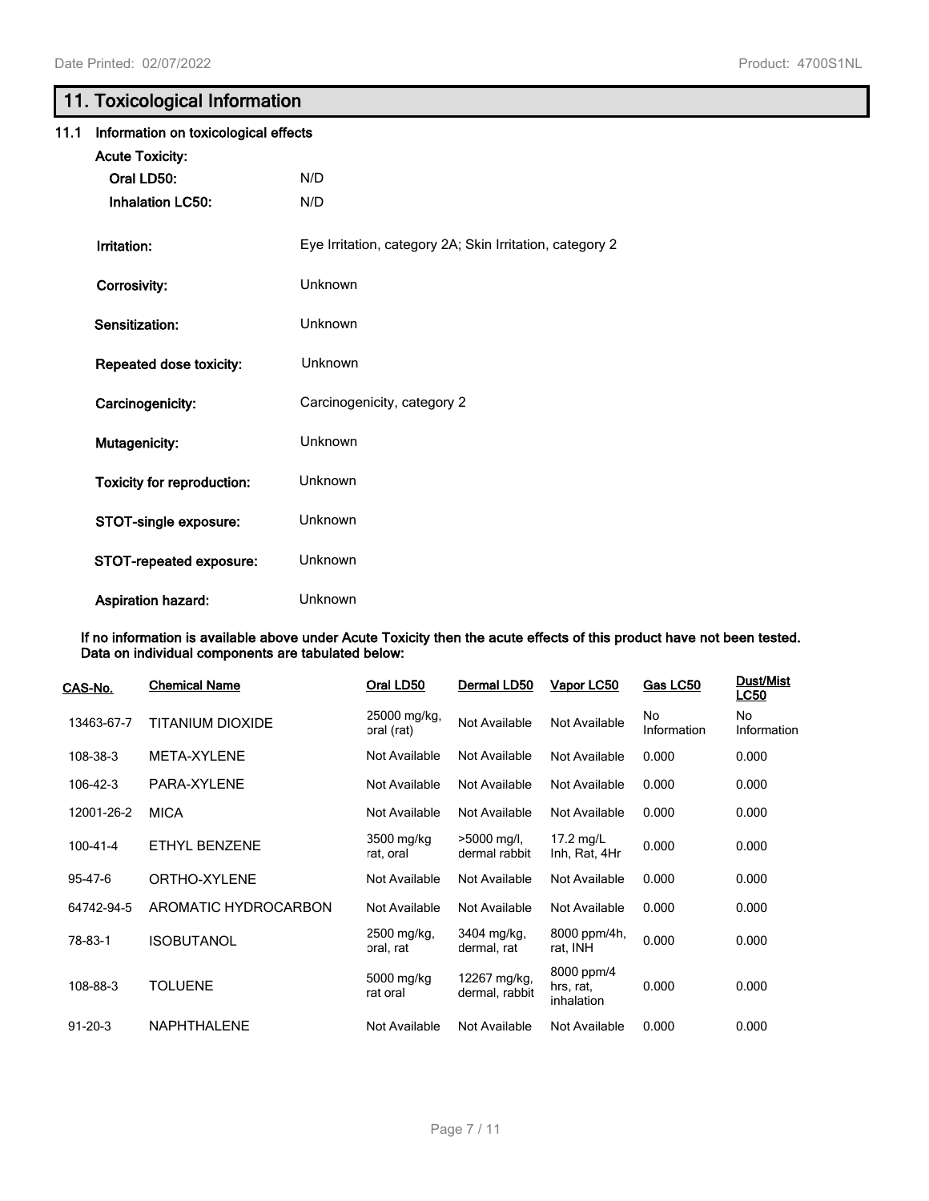## 11. Toxicological Information

### 11.1 Information on toxicological effects

**Acute Toxicity:**

| | |
|---|---|
| **Oral LD50:** | N/D |
| **Inhalation LC50:** | N/D |
| **Irritation:** | Eye Irritation, category 2A; Skin Irritation, category 2 |
| **Corrosivity:** | Unknown |
| **Sensitization:** | Unknown |
| **Repeated dose toxicity:** | Unknown |
| **Carcinogenicity:** | Carcinogenicity, category 2 |
| **Mutagenicity:** | Unknown |
| **Toxicity for reproduction:** | Unknown |
| **STOT-single exposure:** | Unknown |
| **STOT-repeated exposure:** | Unknown |
| **Aspiration hazard:** | Unknown |

**If no information is available above under Acute Toxicity then the acute effects of this product have not been tested. Data on individual components are tabulated below:**

| CAS-No. | Chemical Name | Oral LD50 | Dermal LD50 | Vapor LC50 | Gas LC50 | Dust/Mist LC50 |
|---|---|---|---|---|---|---|
| 13463-67-7 | TITANIUM DIOXIDE | 25000 mg/kg, oral (rat) | Not Available | Not Available | No Information | No Information |
| 108-38-3 | META-XYLENE | Not Available | Not Available | Not Available | 0.000 | 0.000 |
| 106-42-3 | PARA-XYLENE | Not Available | Not Available | Not Available | 0.000 | 0.000 |
| 12001-26-2 | MICA | Not Available | Not Available | Not Available | 0.000 | 0.000 |
| 100-41-4 | ETHYL BENZENE | 3500 mg/kg rat, oral | >5000 mg/l, dermal rabbit | 17.2 mg/L Inh, Rat, 4Hr | 0.000 | 0.000 |
| 95-47-6 | ORTHO-XYLENE | Not Available | Not Available | Not Available | 0.000 | 0.000 |
| 64742-94-5 | AROMATIC HYDROCARBON | Not Available | Not Available | Not Available | 0.000 | 0.000 |
| 78-83-1 | ISOBUTANOL | 2500 mg/kg, oral, rat | 3404 mg/kg, dermal, rat | 8000 ppm/4h, rat, INH | 0.000 | 0.000 |
| 108-88-3 | TOLUENE | 5000 mg/kg rat oral | 12267 mg/kg, dermal, rabbit | 8000 ppm/4 hrs, rat, inhalation | 0.000 | 0.000 |
| 91-20-3 | NAPHTHALENE | Not Available | Not Available | Not Available | 0.000 | 0.000 |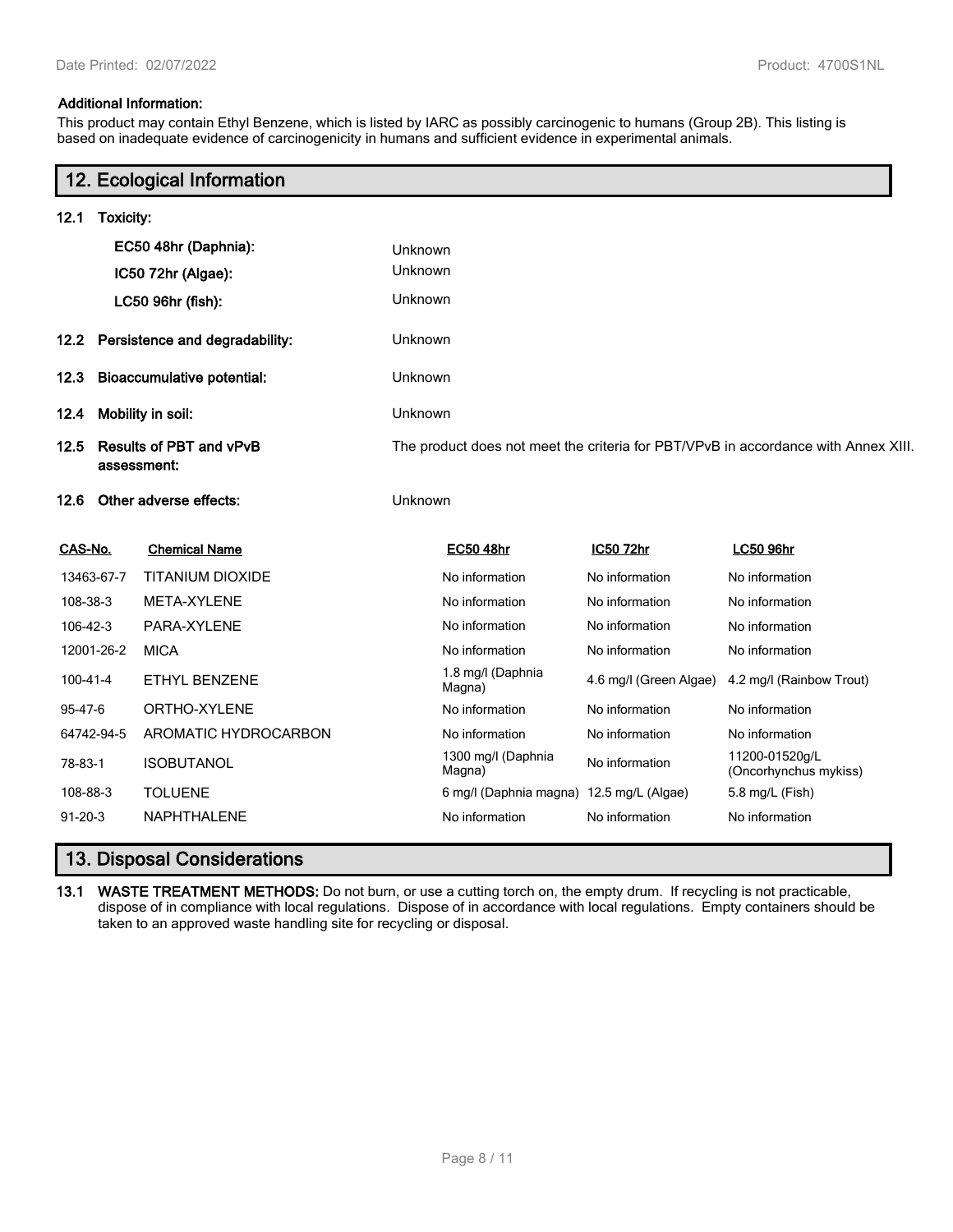**Additional Information:**

This product may contain Ethyl Benzene, which is listed by IARC as possibly carcinogenic to humans (Group 2B). This listing is based on inadequate evidence of carcinogenicity in humans and sufficient evidence in experimental animals.

## 12. Ecological Information

**12.1 Toxicity:**

| | |
|---|---|
| **EC50 48hr (Daphnia):** | Unknown |
| **IC50 72hr (Algae):** | Unknown |
| **LC50 96hr (fish):** | Unknown |

**12.2 Persistence and degradability:** Unknown

**12.3 Bioaccumulative potential:** Unknown

**12.4 Mobility in soil:** Unknown

**12.5 Results of PBT and vPvB assessment:** The product does not meet the criteria for PBT/VPvB in accordance with Annex XIII.

**12.6 Other adverse effects:** Unknown

| CAS-No. | Chemical Name | EC50 48hr | IC50 72hr | LC50 96hr |
|---|---|---|---|---|
| 13463-67-7 | TITANIUM DIOXIDE | No information | No information | No information |
| 108-38-3 | META-XYLENE | No information | No information | No information |
| 106-42-3 | PARA-XYLENE | No information | No information | No information |
| 12001-26-2 | MICA | No information | No information | No information |
| 100-41-4 | ETHYL BENZENE | 1.8 mg/l (Daphnia Magna) | 4.6 mg/l (Green Algae) | 4.2 mg/l (Rainbow Trout) |
| 95-47-6 | ORTHO-XYLENE | No information | No information | No information |
| 64742-94-5 | AROMATIC HYDROCARBON | No information | No information | No information |
| 78-83-1 | ISOBUTANOL | 1300 mg/l (Daphnia Magna) | No information | 11200-01520g/L (Oncorhynchus mykiss) |
| 108-88-3 | TOLUENE | 6 mg/l (Daphnia magna) | 12.5 mg/L (Algae) | 5.8 mg/L (Fish) |
| 91-20-3 | NAPHTHALENE | No information | No information | No information |

## 13. Disposal Considerations

**13.1 WASTE TREATMENT METHODS:** Do not burn, or use a cutting torch on, the empty drum. If recycling is not practicable, dispose of in compliance with local regulations. Dispose of in accordance with local regulations. Empty containers should be taken to an approved waste handling site for recycling or disposal.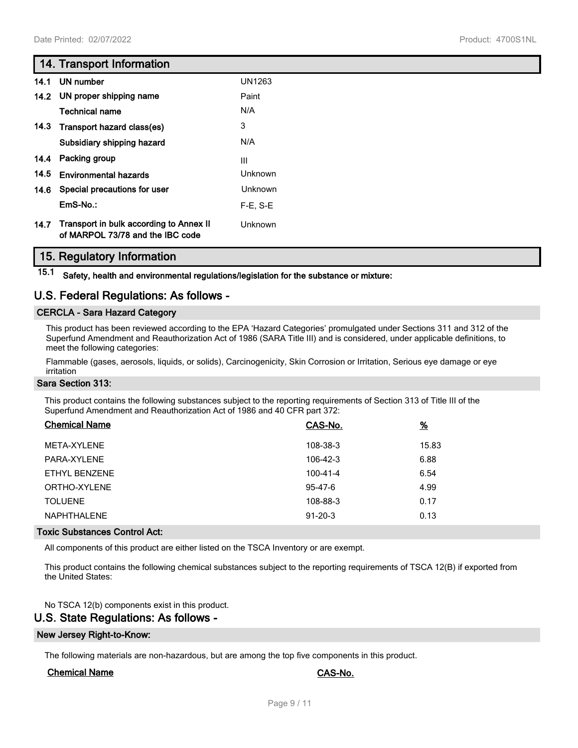## 14. Transport Information

| | | |
|---|---|---|
| **14.1** | **UN number** | UN1263 |
| **14.2** | **UN proper shipping name** | Paint |
| | **Technical name** | N/A |
| **14.3** | **Transport hazard class(es)** | 3 |
| | **Subsidiary shipping hazard** | N/A |
| **14.4** | **Packing group** | III |
| **14.5** | **Environmental hazards** | Unknown |
| **14.6** | **Special precautions for user** | Unknown |
| | **EmS-No.:** | F-E, S-E |
| **14.7** | **Transport in bulk according to Annex II of MARPOL 73/78 and the IBC code** | Unknown |

## 15. Regulatory Information

**15.1 Safety, health and environmental regulations/legislation for the substance or mixture:**

## U.S. Federal Regulations: As follows -

### CERCLA - Sara Hazard Category

This product has been reviewed according to the EPA 'Hazard Categories' promulgated under Sections 311 and 312 of the Superfund Amendment and Reauthorization Act of 1986 (SARA Title III) and is considered, under applicable definitions, to meet the following categories:

Flammable (gases, aerosols, liquids, or solids), Carcinogenicity, Skin Corrosion or Irritation, Serious eye damage or eye irritation

### Sara Section 313:

This product contains the following substances subject to the reporting requirements of Section 313 of Title III of the Superfund Amendment and Reauthorization Act of 1986 and 40 CFR part 372:

| Chemical Name | CAS-No. | % |
|---|---|---|
| META-XYLENE | 108-38-3 | 15.83 |
| PARA-XYLENE | 106-42-3 | 6.88 |
| ETHYL BENZENE | 100-41-4 | 6.54 |
| ORTHO-XYLENE | 95-47-6 | 4.99 |
| TOLUENE | 108-88-3 | 0.17 |
| NAPHTHALENE | 91-20-3 | 0.13 |

### Toxic Substances Control Act:

All components of this product are either listed on the TSCA Inventory or are exempt.

This product contains the following chemical substances subject to the reporting requirements of TSCA 12(B) if exported from the United States:

No TSCA 12(b) components exist in this product.

## U.S. State Regulations: As follows -

### New Jersey Right-to-Know:

The following materials are non-hazardous, but are among the top five components in this product.

| Chemical Name | CAS-No. |
|---|---|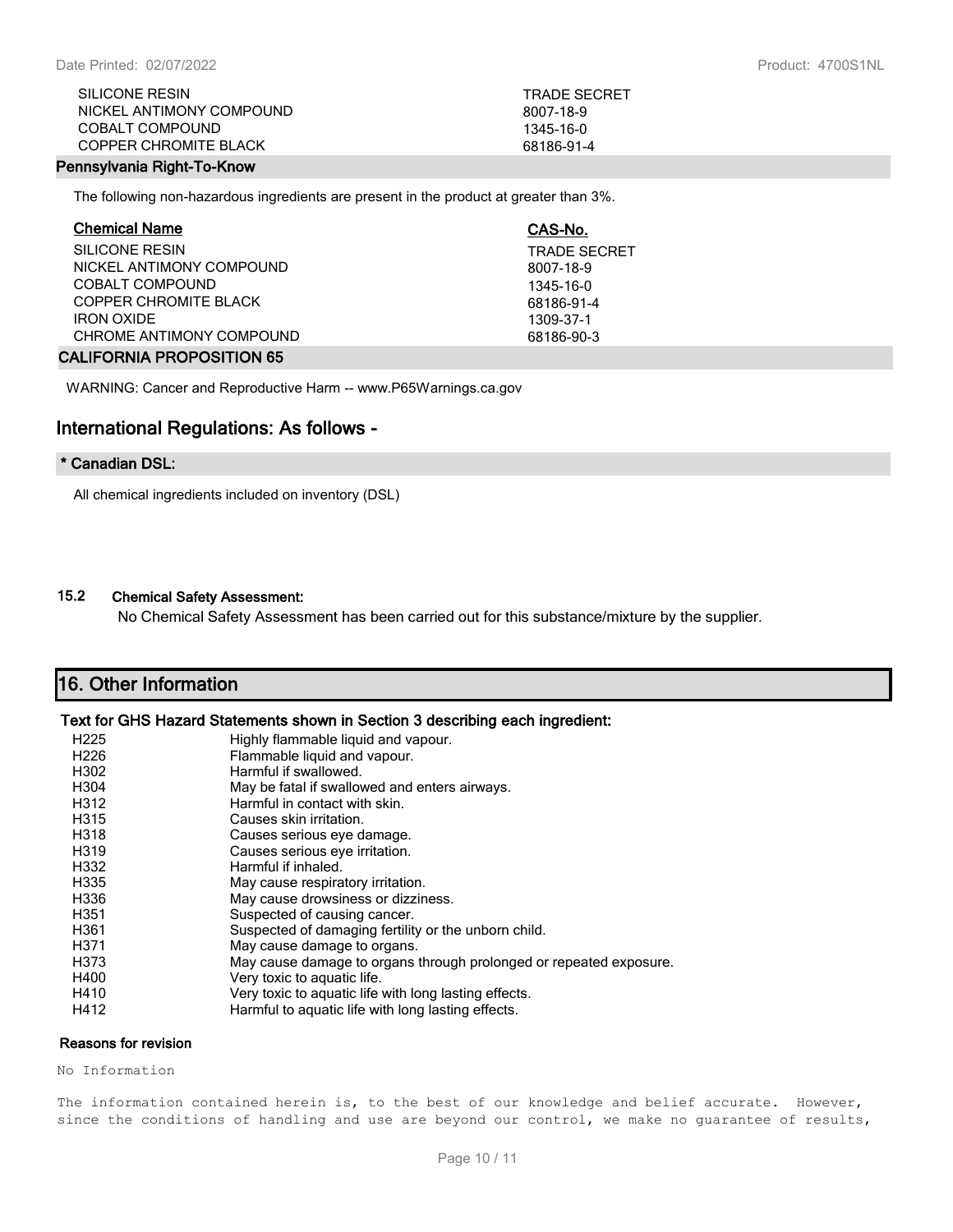| | |
|---|---|
| SILICONE RESIN | TRADE SECRET |
| NICKEL ANTIMONY COMPOUND | 8007-18-9 |
| COBALT COMPOUND | 1345-16-0 |
| COPPER CHROMITE BLACK | 68186-91-4 |

**Pennsylvania Right-To-Know**

The following non-hazardous ingredients are present in the product at greater than 3%.

| Chemical Name | CAS-No. |
|---|---|
| SILICONE RESIN | TRADE SECRET |
| NICKEL ANTIMONY COMPOUND | 8007-18-9 |
| COBALT COMPOUND | 1345-16-0 |
| COPPER CHROMITE BLACK | 68186-91-4 |
| IRON OXIDE | 1309-37-1 |
| CHROME ANTIMONY COMPOUND | 68186-90-3 |

**CALIFORNIA PROPOSITION 65**

WARNING: Cancer and Reproductive Harm -- www.P65Warnings.ca.gov

## International Regulations: As follows -

**\* Canadian DSL:**

All chemical ingredients included on inventory (DSL)

**15.2 Chemical Safety Assessment:**

No Chemical Safety Assessment has been carried out for this substance/mixture by the supplier.

## 16. Other Information

**Text for GHS Hazard Statements shown in Section 3 describing each ingredient:**

| | |
|---|---|
| H225 | Highly flammable liquid and vapour. |
| H226 | Flammable liquid and vapour. |
| H302 | Harmful if swallowed. |
| H304 | May be fatal if swallowed and enters airways. |
| H312 | Harmful in contact with skin. |
| H315 | Causes skin irritation. |
| H318 | Causes serious eye damage. |
| H319 | Causes serious eye irritation. |
| H332 | Harmful if inhaled. |
| H335 | May cause respiratory irritation. |
| H336 | May cause drowsiness or dizziness. |
| H351 | Suspected of causing cancer. |
| H361 | Suspected of damaging fertility or the unborn child. |
| H371 | May cause damage to organs. |
| H373 | May cause damage to organs through prolonged or repeated exposure. |
| H400 | Very toxic to aquatic life. |
| H410 | Very toxic to aquatic life with long lasting effects. |
| H412 | Harmful to aquatic life with long lasting effects. |

**Reasons for revision**

No Information

The information contained herein is, to the best of our knowledge and belief accurate. However, since the conditions of handling and use are beyond our control, we make no guarantee of results,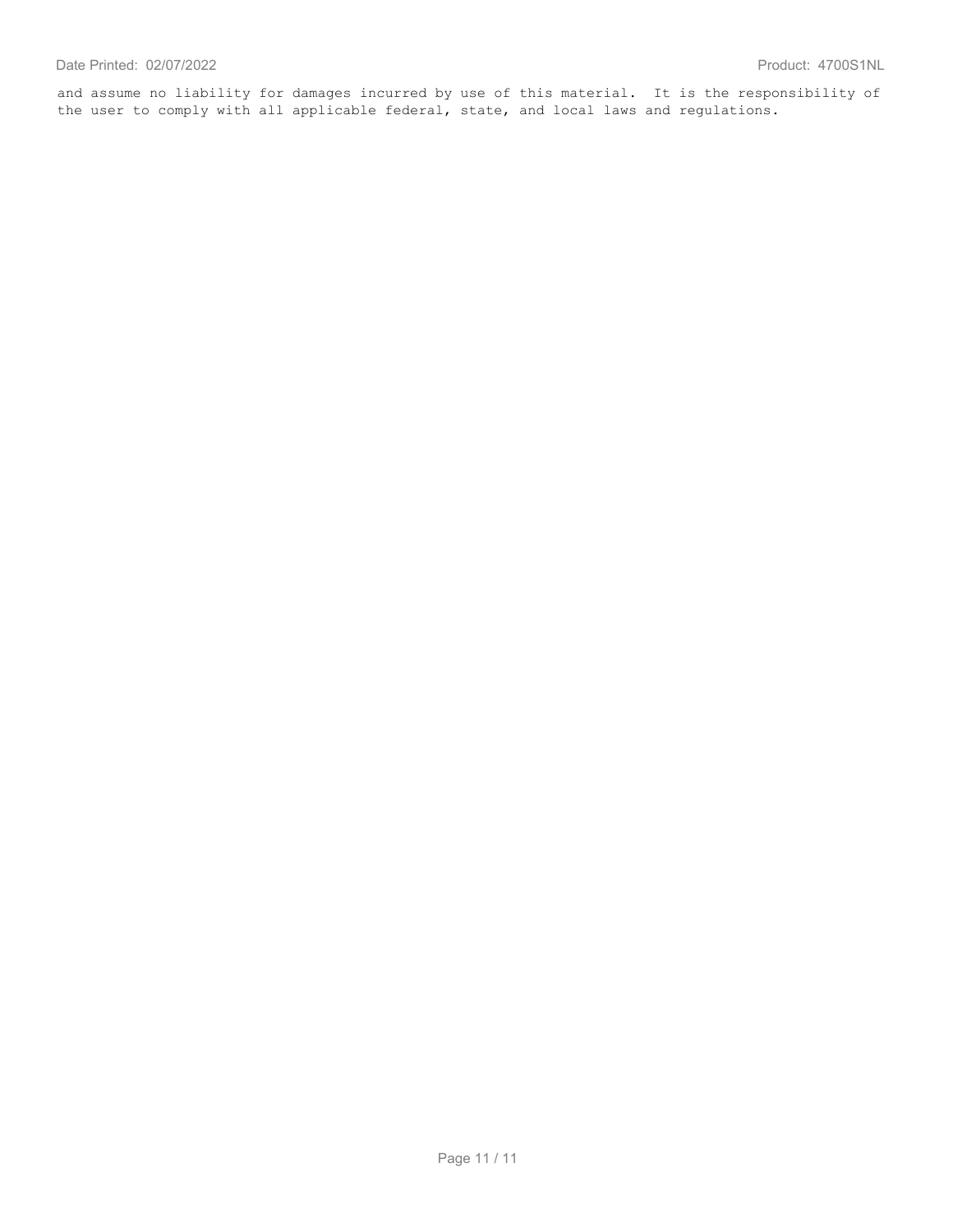and assume no liability for damages incurred by use of this material. It is the responsibility of the user to comply with all applicable federal, state, and local laws and regulations.